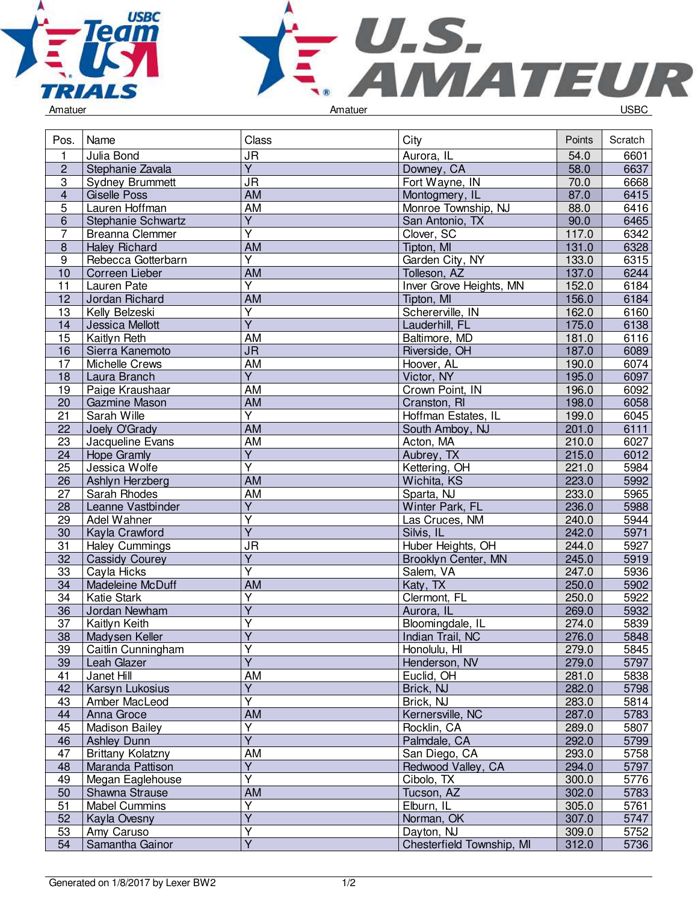Amatuer | Amatuer | USBC

| Pos. | Name | Class | City | Points | Scratch |
|---|---|---|---|---|---|
| 1 | Julia Bond | JR | Aurora, IL | 54.0 | 6601 |
| 2 | Stephanie Zavala | Y | Downey, CA | 58.0 | 6637 |
| 3 | Sydney Brummett | JR | Fort Wayne, IN | 70.0 | 6668 |
| 4 | Giselle Poss | AM | Montogmery, IL | 87.0 | 6415 |
| 5 | Lauren Hoffman | AM | Monroe Township, NJ | 88.0 | 6416 |
| 6 | Stephanie Schwartz | Y | San Antonio, TX | 90.0 | 6465 |
| 7 | Breanna Clemmer | Y | Clover, SC | 117.0 | 6342 |
| 8 | Haley Richard | AM | Tipton, MI | 131.0 | 6328 |
| 9 | Rebecca Gotterbarn | Y | Garden City, NY | 133.0 | 6315 |
| 10 | Correen Lieber | AM | Tolleson, AZ | 137.0 | 6244 |
| 11 | Lauren Pate | Y | Inver Grove Heights, MN | 152.0 | 6184 |
| 12 | Jordan Richard | AM | Tipton, MI | 156.0 | 6184 |
| 13 | Kelly Belzeski | Y | Schererville, IN | 162.0 | 6160 |
| 14 | Jessica Mellott | Y | Lauderhill, FL | 175.0 | 6138 |
| 15 | Kaitlyn Reth | AM | Baltimore, MD | 181.0 | 6116 |
| 16 | Sierra Kanemoto | JR | Riverside, OH | 187.0 | 6089 |
| 17 | Michelle Crews | AM | Hoover, AL | 190.0 | 6074 |
| 18 | Laura Branch | Y | Victor, NY | 195.0 | 6097 |
| 19 | Paige Kraushaar | AM | Crown Point, IN | 196.0 | 6092 |
| 20 | Gazmine Mason | AM | Cranston, RI | 198.0 | 6058 |
| 21 | Sarah Wille | Y | Hoffman Estates, IL | 199.0 | 6045 |
| 22 | Joely O'Grady | AM | South Amboy, NJ | 201.0 | 6111 |
| 23 | Jacqueline Evans | AM | Acton, MA | 210.0 | 6027 |
| 24 | Hope Gramly | Y | Aubrey, TX | 215.0 | 6012 |
| 25 | Jessica Wolfe | Y | Kettering, OH | 221.0 | 5984 |
| 26 | Ashlyn Herzberg | AM | Wichita, KS | 223.0 | 5992 |
| 27 | Sarah Rhodes | AM | Sparta, NJ | 233.0 | 5965 |
| 28 | Leanne Vastbinder | Y | Winter Park, FL | 236.0 | 5988 |
| 29 | Adel Wahner | Y | Las Cruces, NM | 240.0 | 5944 |
| 30 | Kayla Crawford | Y | Silvis, IL | 242.0 | 5971 |
| 31 | Haley Cummings | JR | Huber Heights, OH | 244.0 | 5927 |
| 32 | Cassidy Courey | Y | Brooklyn Center, MN | 245.0 | 5919 |
| 33 | Cayla Hicks | Y | Salem, VA | 247.0 | 5936 |
| 34 | Madeleine McDuff | AM | Katy, TX | 250.0 | 5902 |
| 34 | Katie Stark | Y | Clermont, FL | 250.0 | 5922 |
| 36 | Jordan Newham | Y | Aurora, IL | 269.0 | 5932 |
| 37 | Kaitlyn Keith | Y | Bloomingdale, IL | 274.0 | 5839 |
| 38 | Madysen Keller | Y | Indian Trail, NC | 276.0 | 5848 |
| 39 | Caitlin Cunningham | Y | Honolulu, HI | 279.0 | 5845 |
| 39 | Leah Glazer | Y | Henderson, NV | 279.0 | 5797 |
| 41 | Janet Hill | AM | Euclid, OH | 281.0 | 5838 |
| 42 | Karsyn Lukosius | Y | Brick, NJ | 282.0 | 5798 |
| 43 | Amber MacLeod | Y | Brick, NJ | 283.0 | 5814 |
| 44 | Anna Groce | AM | Kernersville, NC | 287.0 | 5783 |
| 45 | Madison Bailey | Y | Rocklin, CA | 289.0 | 5807 |
| 46 | Ashley Dunn | Y | Palmdale, CA | 292.0 | 5799 |
| 47 | Brittany Kolatzny | AM | San Diego, CA | 293.0 | 5758 |
| 48 | Maranda Pattison | Y | Redwood Valley, CA | 294.0 | 5797 |
| 49 | Megan Eaglehouse | Y | Cibolo, TX | 300.0 | 5776 |
| 50 | Shawna Strause | AM | Tucson, AZ | 302.0 | 5783 |
| 51 | Mabel Cummins | Y | Elburn, IL | 305.0 | 5761 |
| 52 | Kayla Ovesny | Y | Norman, OK | 307.0 | 5747 |
| 53 | Amy Caruso | Y | Dayton, NJ | 309.0 | 5752 |
| 54 | Samantha Gainor | Y | Chesterfield Township, MI | 312.0 | 5736 |

Generated on 1/8/2017 by Lexer BW2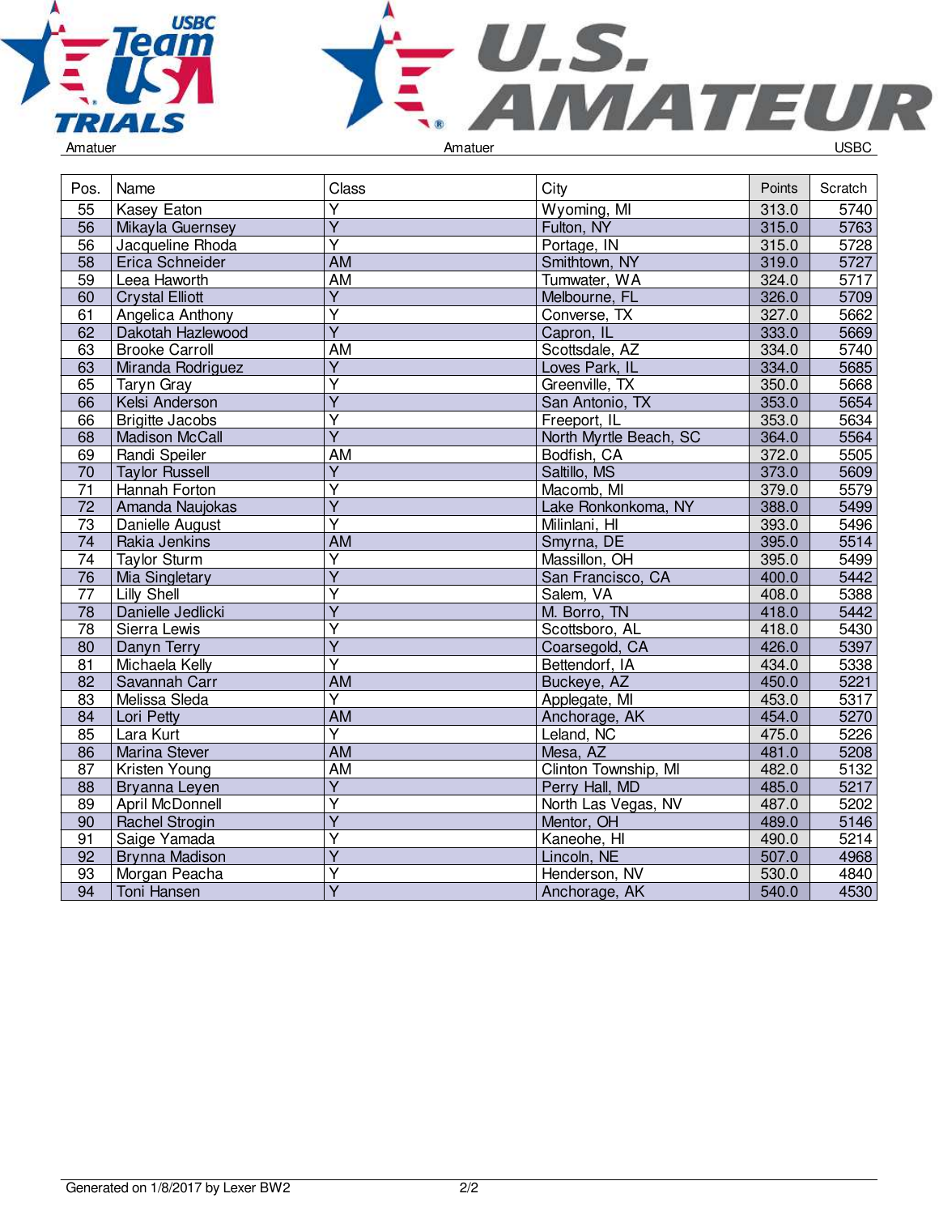Amatuer — Amatuer — USBC

| Pos. | Name | Class | City | Points | Scratch |
|---|---|---|---|---|---|
| 55 | Kasey Eaton | Y | Wyoming, MI | 313.0 | 5740 |
| 56 | Mikayla Guernsey | Y | Fulton, NY | 315.0 | 5763 |
| 56 | Jacqueline Rhoda | Y | Portage, IN | 315.0 | 5728 |
| 58 | Erica Schneider | AM | Smithtown, NY | 319.0 | 5727 |
| 59 | Leea Haworth | AM | Tumwater, WA | 324.0 | 5717 |
| 60 | Crystal Elliott | Y | Melbourne, FL | 326.0 | 5709 |
| 61 | Angelica Anthony | Y | Converse, TX | 327.0 | 5662 |
| 62 | Dakotah Hazlewood | Y | Capron, IL | 333.0 | 5669 |
| 63 | Brooke Carroll | AM | Scottsdale, AZ | 334.0 | 5740 |
| 63 | Miranda Rodriguez | Y | Loves Park, IL | 334.0 | 5685 |
| 65 | Taryn Gray | Y | Greenville, TX | 350.0 | 5668 |
| 66 | Kelsi Anderson | Y | San Antonio, TX | 353.0 | 5654 |
| 66 | Brigitte Jacobs | Y | Freeport, IL | 353.0 | 5634 |
| 68 | Madison McCall | Y | North Myrtle Beach, SC | 364.0 | 5564 |
| 69 | Randi Speiler | AM | Bodfish, CA | 372.0 | 5505 |
| 70 | Taylor Russell | Y | Saltillo, MS | 373.0 | 5609 |
| 71 | Hannah Forton | Y | Macomb, MI | 379.0 | 5579 |
| 72 | Amanda Naujokas | Y | Lake Ronkonkoma, NY | 388.0 | 5499 |
| 73 | Danielle August | Y | Milinlani, HI | 393.0 | 5496 |
| 74 | Rakia Jenkins | AM | Smyrna, DE | 395.0 | 5514 |
| 74 | Taylor Sturm | Y | Massillon, OH | 395.0 | 5499 |
| 76 | Mia Singletary | Y | San Francisco, CA | 400.0 | 5442 |
| 77 | Lilly Shell | Y | Salem, VA | 408.0 | 5388 |
| 78 | Danielle Jedlicki | Y | M. Borro, TN | 418.0 | 5442 |
| 78 | Sierra Lewis | Y | Scottsboro, AL | 418.0 | 5430 |
| 80 | Danyn Terry | Y | Coarsegold, CA | 426.0 | 5397 |
| 81 | Michaela Kelly | Y | Bettendorf, IA | 434.0 | 5338 |
| 82 | Savannah Carr | AM | Buckeye, AZ | 450.0 | 5221 |
| 83 | Melissa Sleda | Y | Applegate, MI | 453.0 | 5317 |
| 84 | Lori Petty | AM | Anchorage, AK | 454.0 | 5270 |
| 85 | Lara Kurt | Y | Leland, NC | 475.0 | 5226 |
| 86 | Marina Stever | AM | Mesa, AZ | 481.0 | 5208 |
| 87 | Kristen Young | AM | Clinton Township, MI | 482.0 | 5132 |
| 88 | Bryanna Leyen | Y | Perry Hall, MD | 485.0 | 5217 |
| 89 | April McDonnell | Y | North Las Vegas, NV | 487.0 | 5202 |
| 90 | Rachel Strogin | Y | Mentor, OH | 489.0 | 5146 |
| 91 | Saige Yamada | Y | Kaneohe, HI | 490.0 | 5214 |
| 92 | Brynna Madison | Y | Lincoln, NE | 507.0 | 4968 |
| 93 | Morgan Peacha | Y | Henderson, NV | 530.0 | 4840 |
| 94 | Toni Hansen | Y | Anchorage, AK | 540.0 | 4530 |

Generated on 1/8/2017 by Lexer BW2